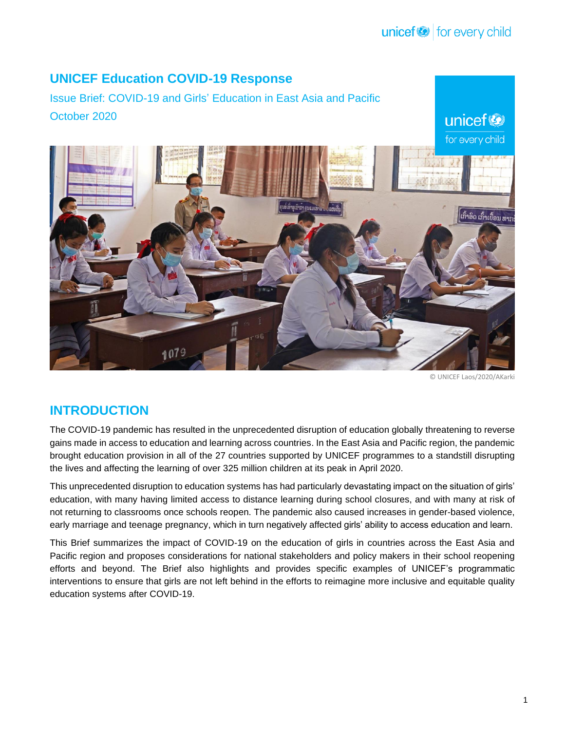# UNICEF Education COVID-19 Response

Issue Brief: COVID-19 and Girls' Education in East Asia and Pacific

October 2020

© UNICEF Laos/2020/AKarki

## INTRODUCTION

The COVID-19 pandemic has resulted in the unprecedented disruption of education globally threatening to reverse gains made in access to education and learning across countries. In the East Asia and Pacific region, the pandemic brought education provision in all of the 27 countries supported by UNICEF programmes to a standstill disrupting the lives and affecting the learning of over 325 million children at its peak in April 2020.

This unprecedented disruption to education systems has had particularly devastating impact on the situation of girls' education, with many having limited access to distance learning during school closures, and with many at risk of not returning to classrooms once schools reopen. The pandemic also caused increases in gender-based violence, early marriage and teenage pregnancy, which in turn negatively affected girls' ability to access education and learn.

This Brief summarizes the impact of COVID-19 on the education of girls in countries across the East Asia and Pacific region and proposes considerations for national stakeholders and policy makers in their school reopening efforts and beyond. The Brief also highlights and provides specific examples of UNICEF's programmatic interventions to ensure that girls are not left behind in the efforts to reimagine more inclusive and equitable quality education systems after COVID-19.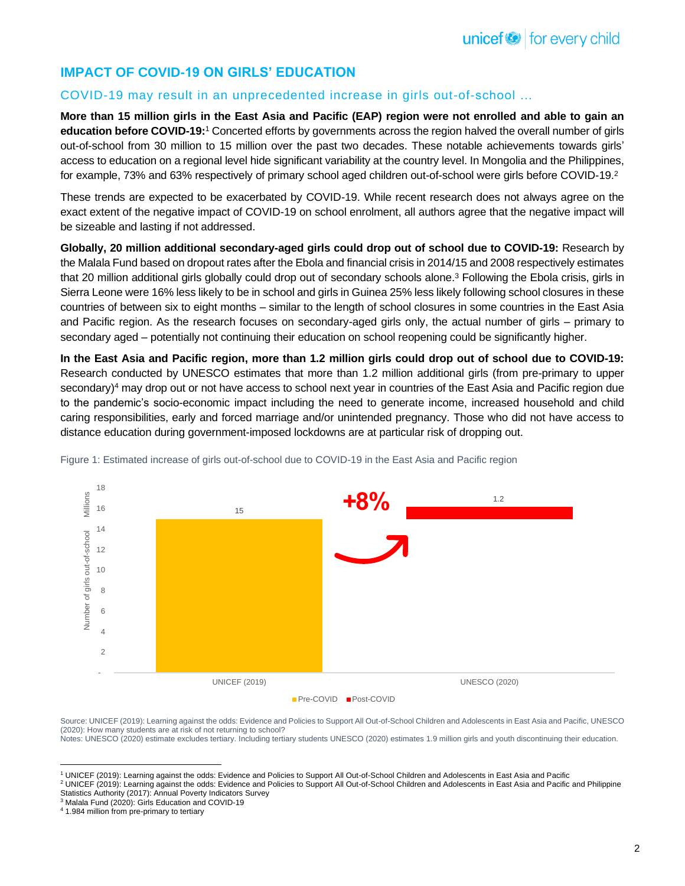## IMPACT OF COVID-19 ON GIRLS' EDUCATION

### COVID-19 may result in an unprecedented increase in girls out-of-school ...

**More than 15 million girls in the East Asia and Pacific (EAP) region were not enrolled and able to gain an education before COVID-19:**[1] Concerted efforts by governments across the region halved the overall number of girls out-of-school from 30 million to 15 million over the past two decades. These notable achievements towards girls' access to education on a regional level hide significant variability at the country level. In Mongolia and the Philippines, for example, 73% and 63% respectively of primary school aged children out-of-school were girls before COVID-19.[2]

These trends are expected to be exacerbated by COVID-19. While recent research does not always agree on the exact extent of the negative impact of COVID-19 on school enrolment, all authors agree that the negative impact will be sizeable and lasting if not addressed.

**Globally, 20 million additional secondary-aged girls could drop out of school due to COVID-19:** Research by the Malala Fund based on dropout rates after the Ebola and financial crisis in 2014/15 and 2008 respectively estimates that 20 million additional girls globally could drop out of secondary schools alone.[3] Following the Ebola crisis, girls in Sierra Leone were 16% less likely to be in school and girls in Guinea 25% less likely following school closures in these countries of between six to eight months – similar to the length of school closures in some countries in the East Asia and Pacific region. As the research focuses on secondary-aged girls only, the actual number of girls – primary to secondary aged – potentially not continuing their education on school reopening could be significantly higher.

**In the East Asia and Pacific region, more than 1.2 million girls could drop out of school due to COVID-19:** Research conducted by UNESCO estimates that more than 1.2 million additional girls (from pre-primary to upper secondary)[4] may drop out or not have access to school next year in countries of the East Asia and Pacific region due to the pandemic's socio-economic impact including the need to generate income, increased household and child caring responsibilities, early and forced marriage and/or unintended pregnancy. Those who did not have access to distance education during government-imposed lockdowns are at particular risk of dropping out.

Figure 1: Estimated increase of girls out-of-school due to COVID-19 in the East Asia and Pacific region

| Source | Pre-COVID (Millions) | Post-COVID (Millions) |
|---|---|---|
| UNICEF (2019) | 15 | |
| UNESCO (2020) | | 1.2 |

+8%

Source: UNICEF (2019): Learning against the odds: Evidence and Policies to Support All Out-of-School Children and Adolescents in East Asia and Pacific, UNESCO (2020): How many students are at risk of not returning to school?
Notes: UNESCO (2020) estimate excludes tertiary. Including tertiary students UNESCO (2020) estimates 1.9 million girls and youth discontinuing their education.

---

[1] UNICEF (2019): Learning against the odds: Evidence and Policies to Support All Out-of-School Children and Adolescents in East Asia and Pacific
[2] UNICEF (2019): Learning against the odds: Evidence and Policies to Support All Out-of-School Children and Adolescents in East Asia and Pacific and Philippine Statistics Authority (2017): Annual Poverty Indicators Survey
[3] Malala Fund (2020): Girls Education and COVID-19
[4] 1.984 million from pre-primary to tertiary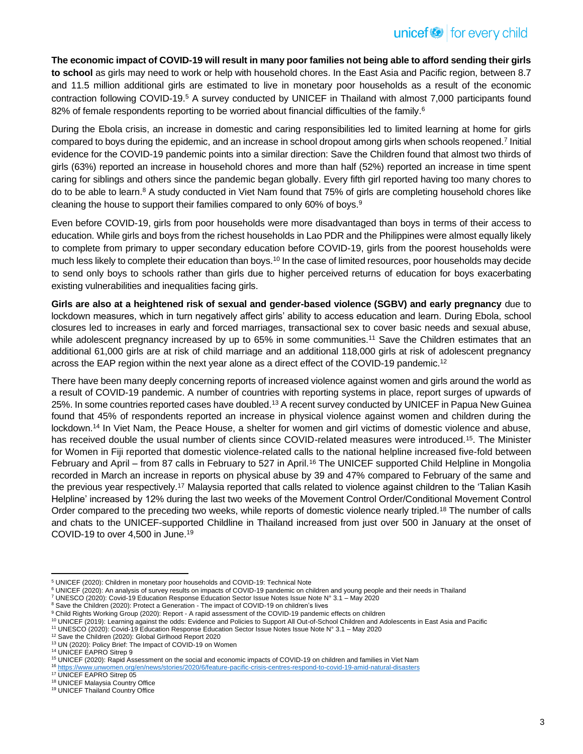**The economic impact of COVID-19 will result in many poor families not being able to afford sending their girls to school** as girls may need to work or help with household chores. In the East Asia and Pacific region, between 8.7 and 11.5 million additional girls are estimated to live in monetary poor households as a result of the economic contraction following COVID-19.[5] A survey conducted by UNICEF in Thailand with almost 7,000 participants found 82% of female respondents reporting to be worried about financial difficulties of the family.[6]

During the Ebola crisis, an increase in domestic and caring responsibilities led to limited learning at home for girls compared to boys during the epidemic, and an increase in school dropout among girls when schools reopened.[7] Initial evidence for the COVID-19 pandemic points into a similar direction: Save the Children found that almost two thirds of girls (63%) reported an increase in household chores and more than half (52%) reported an increase in time spent caring for siblings and others since the pandemic began globally. Every fifth girl reported having too many chores to do to be able to learn.[8] A study conducted in Viet Nam found that 75% of girls are completing household chores like cleaning the house to support their families compared to only 60% of boys.[9]

Even before COVID-19, girls from poor households were more disadvantaged than boys in terms of their access to education. While girls and boys from the richest households in Lao PDR and the Philippines were almost equally likely to complete from primary to upper secondary education before COVID-19, girls from the poorest households were much less likely to complete their education than boys.[10] In the case of limited resources, poor households may decide to send only boys to schools rather than girls due to higher perceived returns of education for boys exacerbating existing vulnerabilities and inequalities facing girls.

**Girls are also at a heightened risk of sexual and gender-based violence (SGBV) and early pregnancy** due to lockdown measures, which in turn negatively affect girls' ability to access education and learn. During Ebola, school closures led to increases in early and forced marriages, transactional sex to cover basic needs and sexual abuse, while adolescent pregnancy increased by up to 65% in some communities.[11] Save the Children estimates that an additional 61,000 girls are at risk of child marriage and an additional 118,000 girls at risk of adolescent pregnancy across the EAP region within the next year alone as a direct effect of the COVID-19 pandemic.[12]

There have been many deeply concerning reports of increased violence against women and girls around the world as a result of COVID-19 pandemic. A number of countries with reporting systems in place, report surges of upwards of 25%. In some countries reported cases have doubled.[13] A recent survey conducted by UNICEF in Papua New Guinea found that 45% of respondents reported an increase in physical violence against women and children during the lockdown.[14] In Viet Nam, the Peace House, a shelter for women and girl victims of domestic violence and abuse, has received double the usual number of clients since COVID-related measures were introduced.[15]. The Minister for Women in Fiji reported that domestic violence-related calls to the national helpline increased five-fold between February and April – from 87 calls in February to 527 in April.[16] The UNICEF supported Child Helpline in Mongolia recorded in March an increase in reports on physical abuse by 39 and 47% compared to February of the same and the previous year respectively.[17] Malaysia reported that calls related to violence against children to the 'Talian Kasih Helpline' increased by 12% during the last two weeks of the Movement Control Order/Conditional Movement Control Order compared to the preceding two weeks, while reports of domestic violence nearly tripled.[18] The number of calls and chats to the UNICEF-supported Childline in Thailand increased from just over 500 in January at the onset of COVID-19 to over 4,500 in June.[19]

---

[5] UNICEF (2020): Children in monetary poor households and COVID-19: Technical Note

[6] UNICEF (2020): An analysis of survey results on impacts of COVID-19 pandemic on children and young people and their needs in Thailand

[7] UNESCO (2020): Covid-19 Education Response Education Sector Issue Notes Issue Note N° 3.1 – May 2020

[8] Save the Children (2020): Protect a Generation - The impact of COVID-19 on children's lives

[9] Child Rights Working Group (2020): Report - A rapid assessment of the COVID-19 pandemic effects on children

[10] UNICEF (2019): Learning against the odds: Evidence and Policies to Support All Out-of-School Children and Adolescents in East Asia and Pacific

[11] UNESCO (2020): Covid-19 Education Response Education Sector Issue Notes Issue Note N° 3.1 – May 2020

[12] Save the Children (2020): Global Girlhood Report 2020

[13] UN (2020): Policy Brief: The Impact of COVID-19 on Women

[14] UNICEF EAPRO Sitrep 9

[15] UNICEF (2020): Rapid Assessment on the social and economic impacts of COVID-19 on children and families in Viet Nam

[16] https://www.unwomen.org/en/news/stories/2020/6/feature-pacific-crisis-centres-respond-to-covid-19-amid-natural-disasters

[17] UNICEF EAPRO Sitrep 05

[18] UNICEF Malaysia Country Office

[19] UNICEF Thailand Country Office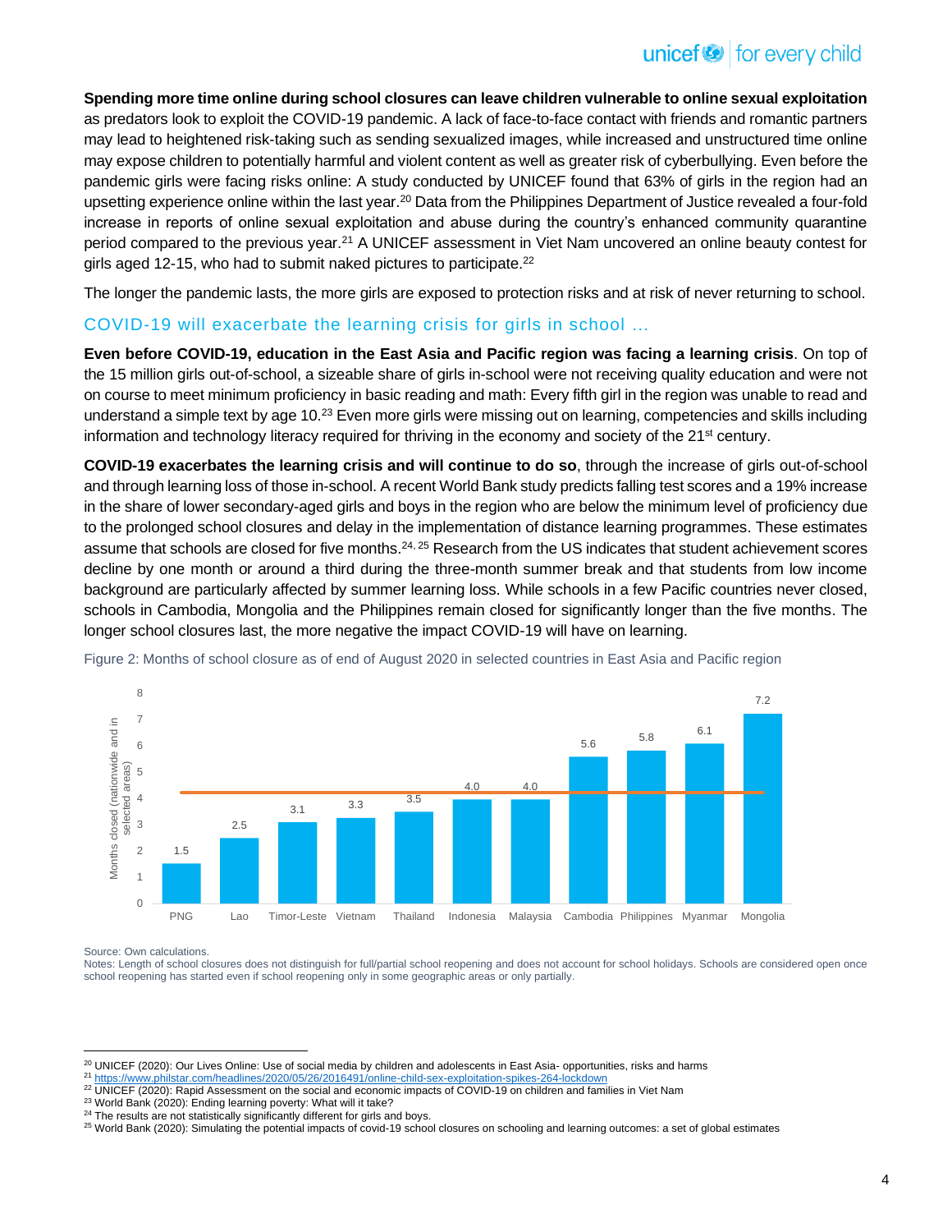**Spending more time online during school closures can leave children vulnerable to online sexual exploitation** as predators look to exploit the COVID-19 pandemic. A lack of face-to-face contact with friends and romantic partners may lead to heightened risk-taking such as sending sexualized images, while increased and unstructured time online may expose children to potentially harmful and violent content as well as greater risk of cyberbullying. Even before the pandemic girls were facing risks online: A study conducted by UNICEF found that 63% of girls in the region had an upsetting experience online within the last year.[20] Data from the Philippines Department of Justice revealed a four-fold increase in reports of online sexual exploitation and abuse during the country's enhanced community quarantine period compared to the previous year.[21] A UNICEF assessment in Viet Nam uncovered an online beauty contest for girls aged 12-15, who had to submit naked pictures to participate.[22]

The longer the pandemic lasts, the more girls are exposed to protection risks and at risk of never returning to school.

## COVID-19 will exacerbate the learning crisis for girls in school ...

**Even before COVID-19, education in the East Asia and Pacific region was facing a learning crisis**. On top of the 15 million girls out-of-school, a sizeable share of girls in-school were not receiving quality education and were not on course to meet minimum proficiency in basic reading and math: Every fifth girl in the region was unable to read and understand a simple text by age 10.[23] Even more girls were missing out on learning, competencies and skills including information and technology literacy required for thriving in the economy and society of the 21st century.

**COVID-19 exacerbates the learning crisis and will continue to do so**, through the increase of girls out-of-school and through learning loss of those in-school. A recent World Bank study predicts falling test scores and a 19% increase in the share of lower secondary-aged girls and boys in the region who are below the minimum level of proficiency due to the prolonged school closures and delay in the implementation of distance learning programmes. These estimates assume that schools are closed for five months.[24, 25] Research from the US indicates that student achievement scores decline by one month or around a third during the three-month summer break and that students from low income background are particularly affected by summer learning loss. While schools in a few Pacific countries never closed, schools in Cambodia, Mongolia and the Philippines remain closed for significantly longer than the five months. The longer school closures last, the more negative the impact COVID-19 will have on learning.

Figure 2: Months of school closure as of end of August 2020 in selected countries in East Asia and Pacific region

| Country | Months closed (nationwide and in selected areas) |
|---|---|
| PNG | 1.5 |
| Lao | 2.5 |
| Timor-Leste | 3.1 |
| Vietnam | 3.3 |
| Thailand | 3.5 |
| Indonesia | 4.0 |
| Malaysia | 4.0 |
| Cambodia | 5.6 |
| Philippines | 5.8 |
| Myanmar | 6.1 |
| Mongolia | 7.2 |

Source: Own calculations.

Notes: Length of school closures does not distinguish for full/partial school reopening and does not account for school holidays. Schools are considered open once school reopening has started even if school reopening only in some geographic areas or only partially.

---

[20] UNICEF (2020): Our Lives Online: Use of social media by children and adolescents in East Asia- opportunities, risks and harms

[21] https://www.philstar.com/headlines/2020/05/26/2016491/online-child-sex-exploitation-spikes-264-lockdown

[22] UNICEF (2020): Rapid Assessment on the social and economic impacts of COVID-19 on children and families in Viet Nam

[23] World Bank (2020): Ending learning poverty: What will it take?

[24] The results are not statistically significantly different for girls and boys.

[25] World Bank (2020): Simulating the potential impacts of covid-19 school closures on schooling and learning outcomes: a set of global estimates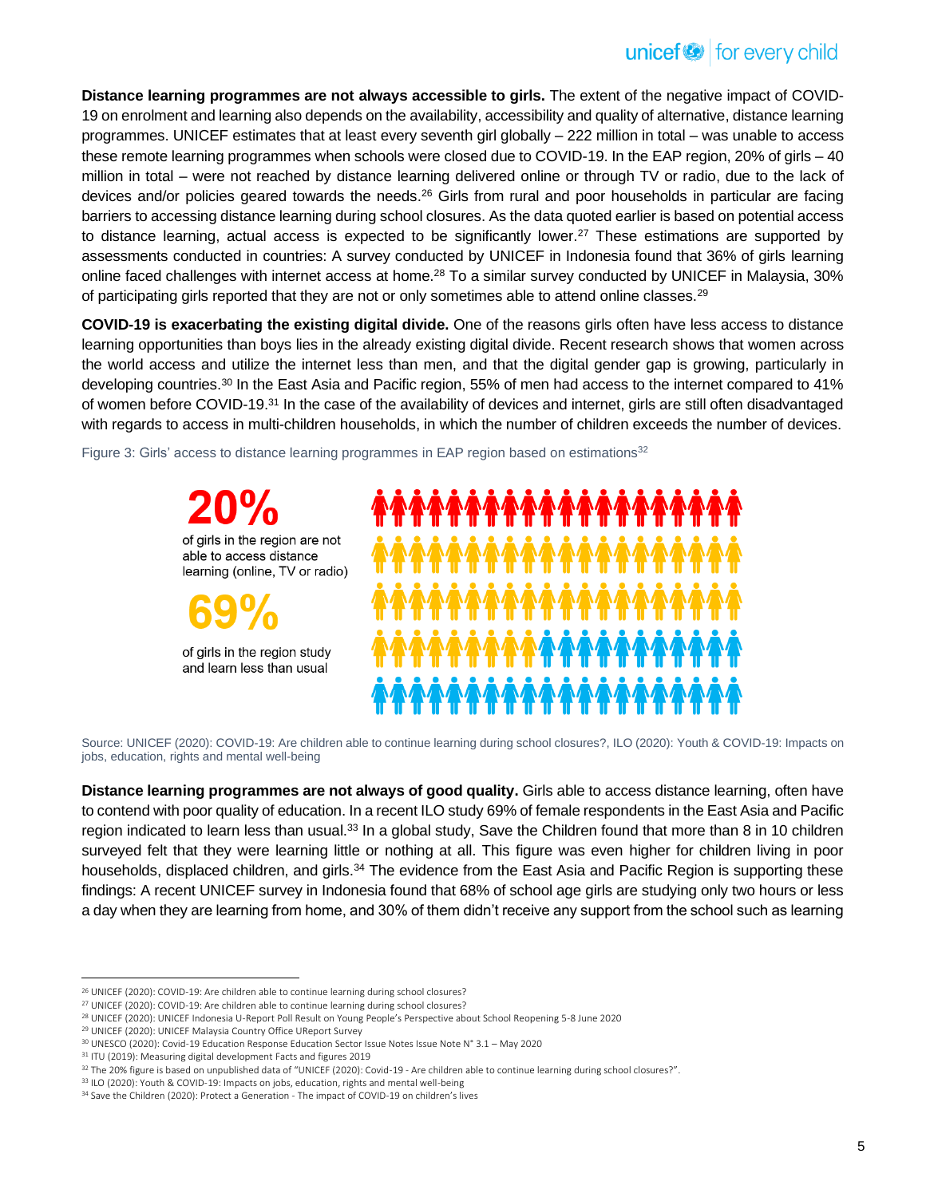**Distance learning programmes are not always accessible to girls.** The extent of the negative impact of COVID-19 on enrolment and learning also depends on the availability, accessibility and quality of alternative, distance learning programmes. UNICEF estimates that at least every seventh girl globally – 222 million in total – was unable to access these remote learning programmes when schools were closed due to COVID-19. In the EAP region, 20% of girls – 40 million in total – were not reached by distance learning delivered online or through TV or radio, due to the lack of devices and/or policies geared towards the needs.[26] Girls from rural and poor households in particular are facing barriers to accessing distance learning during school closures. As the data quoted earlier is based on potential access to distance learning, actual access is expected to be significantly lower.[27] These estimations are supported by assessments conducted in countries: A survey conducted by UNICEF in Indonesia found that 36% of girls learning online faced challenges with internet access at home.[28] To a similar survey conducted by UNICEF in Malaysia, 30% of participating girls reported that they are not or only sometimes able to attend online classes.[29]

**COVID-19 is exacerbating the existing digital divide.** One of the reasons girls often have less access to distance learning opportunities than boys lies in the already existing digital divide. Recent research shows that women across the world access and utilize the internet less than men, and that the digital gender gap is growing, particularly in developing countries.[30] In the East Asia and Pacific region, 55% of men had access to the internet compared to 41% of women before COVID-19.[31] In the case of the availability of devices and internet, girls are still often disadvantaged with regards to access in multi-children households, in which the number of children exceeds the number of devices.

Figure 3: Girls' access to distance learning programmes in EAP region based on estimations[32]

**20%**

of girls in the region are not able to access distance learning (online, TV or radio)

**69%**

of girls in the region study and learn less than usual

Source: UNICEF (2020): COVID-19: Are children able to continue learning during school closures?, ILO (2020): Youth & COVID-19: Impacts on jobs, education, rights and mental well-being

**Distance learning programmes are not always of good quality.** Girls able to access distance learning, often have to contend with poor quality of education. In a recent ILO study 69% of female respondents in the East Asia and Pacific region indicated to learn less than usual.[33] In a global study, Save the Children found that more than 8 in 10 children surveyed felt that they were learning little or nothing at all. This figure was even higher for children living in poor households, displaced children, and girls.[34] The evidence from the East Asia and Pacific Region is supporting these findings: A recent UNICEF survey in Indonesia found that 68% of school age girls are studying only two hours or less a day when they are learning from home, and 30% of them didn't receive any support from the school such as learning

---

[26] UNICEF (2020): COVID-19: Are children able to continue learning during school closures?

[27] UNICEF (2020): COVID-19: Are children able to continue learning during school closures?

[28] UNICEF (2020): UNICEF Indonesia U-Report Poll Result on Young People's Perspective about School Reopening 5-8 June 2020

[29] UNICEF (2020): UNICEF Malaysia Country Office UReport Survey

[30] UNESCO (2020): Covid-19 Education Response Education Sector Issue Notes Issue Note N° 3.1 – May 2020

[31] ITU (2019): Measuring digital development Facts and figures 2019

[32] The 20% figure is based on unpublished data of "UNICEF (2020): Covid-19 - Are children able to continue learning during school closures?".

[33] ILO (2020): Youth & COVID-19: Impacts on jobs, education, rights and mental well-being

[34] Save the Children (2020): Protect a Generation - The impact of COVID-19 on children's lives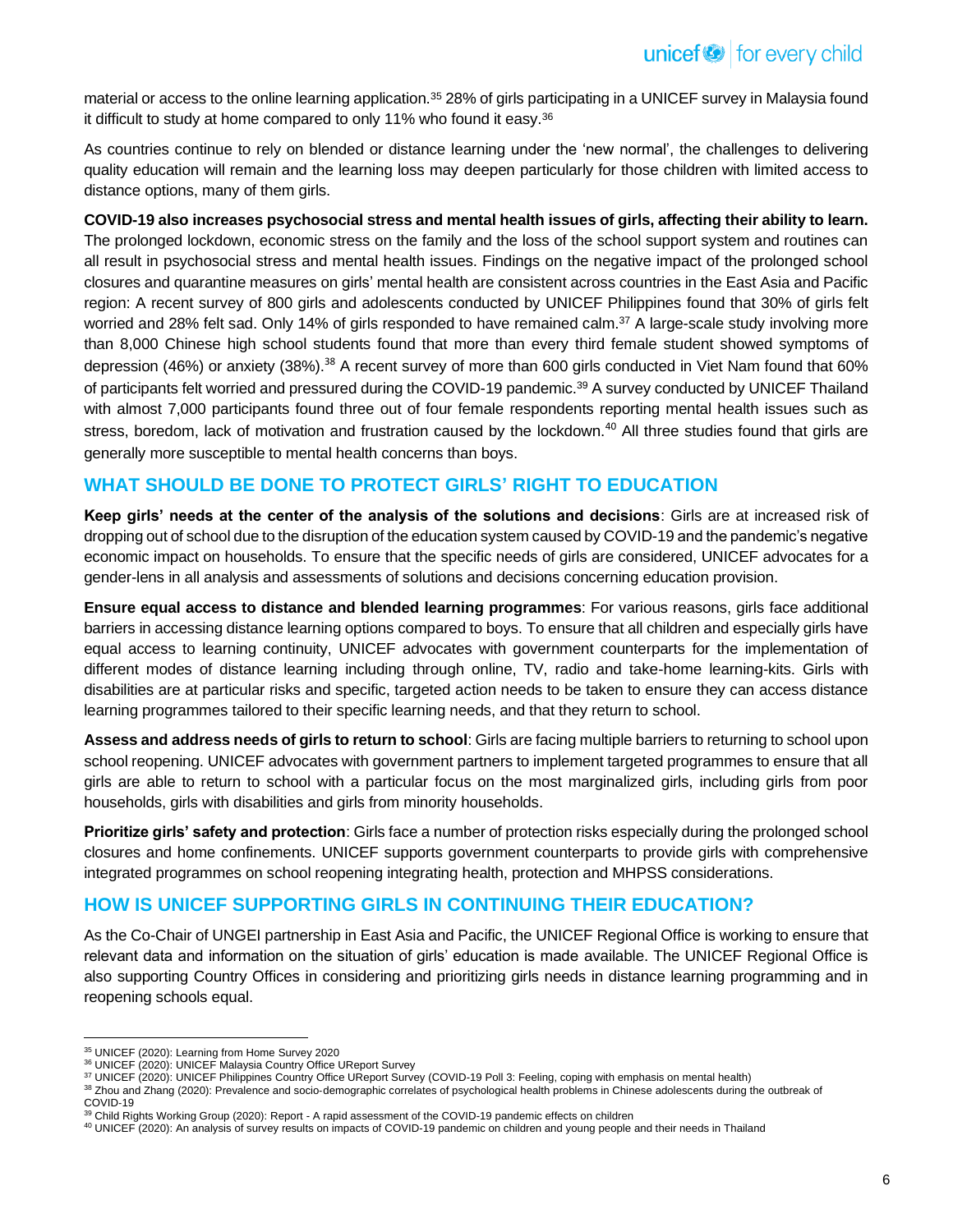material or access to the online learning application.[35] 28% of girls participating in a UNICEF survey in Malaysia found it difficult to study at home compared to only 11% who found it easy.[36]

As countries continue to rely on blended or distance learning under the 'new normal', the challenges to delivering quality education will remain and the learning loss may deepen particularly for those children with limited access to distance options, many of them girls.

**COVID-19 also increases psychosocial stress and mental health issues of girls, affecting their ability to learn.** The prolonged lockdown, economic stress on the family and the loss of the school support system and routines can all result in psychosocial stress and mental health issues. Findings on the negative impact of the prolonged school closures and quarantine measures on girls' mental health are consistent across countries in the East Asia and Pacific region: A recent survey of 800 girls and adolescents conducted by UNICEF Philippines found that 30% of girls felt worried and 28% felt sad. Only 14% of girls responded to have remained calm.[37] A large-scale study involving more than 8,000 Chinese high school students found that more than every third female student showed symptoms of depression (46%) or anxiety (38%).[38] A recent survey of more than 600 girls conducted in Viet Nam found that 60% of participants felt worried and pressured during the COVID-19 pandemic.[39] A survey conducted by UNICEF Thailand with almost 7,000 participants found three out of four female respondents reporting mental health issues such as stress, boredom, lack of motivation and frustration caused by the lockdown.[40] All three studies found that girls are generally more susceptible to mental health concerns than boys.

## WHAT SHOULD BE DONE TO PROTECT GIRLS' RIGHT TO EDUCATION

**Keep girls' needs at the center of the analysis of the solutions and decisions**: Girls are at increased risk of dropping out of school due to the disruption of the education system caused by COVID-19 and the pandemic's negative economic impact on households. To ensure that the specific needs of girls are considered, UNICEF advocates for a gender-lens in all analysis and assessments of solutions and decisions concerning education provision.

**Ensure equal access to distance and blended learning programmes**: For various reasons, girls face additional barriers in accessing distance learning options compared to boys. To ensure that all children and especially girls have equal access to learning continuity, UNICEF advocates with government counterparts for the implementation of different modes of distance learning including through online, TV, radio and take-home learning-kits. Girls with disabilities are at particular risks and specific, targeted action needs to be taken to ensure they can access distance learning programmes tailored to their specific learning needs, and that they return to school.

**Assess and address needs of girls to return to school**: Girls are facing multiple barriers to returning to school upon school reopening. UNICEF advocates with government partners to implement targeted programmes to ensure that all girls are able to return to school with a particular focus on the most marginalized girls, including girls from poor households, girls with disabilities and girls from minority households.

**Prioritize girls' safety and protection**: Girls face a number of protection risks especially during the prolonged school closures and home confinements. UNICEF supports government counterparts to provide girls with comprehensive integrated programmes on school reopening integrating health, protection and MHPSS considerations.

## HOW IS UNICEF SUPPORTING GIRLS IN CONTINUING THEIR EDUCATION?

As the Co-Chair of UNGEI partnership in East Asia and Pacific, the UNICEF Regional Office is working to ensure that relevant data and information on the situation of girls' education is made available. The UNICEF Regional Office is also supporting Country Offices in considering and prioritizing girls needs in distance learning programming and in reopening schools equal.

---

[35] UNICEF (2020): Learning from Home Survey 2020

[36] UNICEF (2020): UNICEF Malaysia Country Office UReport Survey

[37] UNICEF (2020): UNICEF Philippines Country Office UReport Survey (COVID-19 Poll 3: Feeling, coping with emphasis on mental health)

[38] Zhou and Zhang (2020): Prevalence and socio-demographic correlates of psychological health problems in Chinese adolescents during the outbreak of COVID-19

[39] Child Rights Working Group (2020): Report - A rapid assessment of the COVID-19 pandemic effects on children

[40] UNICEF (2020): An analysis of survey results on impacts of COVID-19 pandemic on children and young people and their needs in Thailand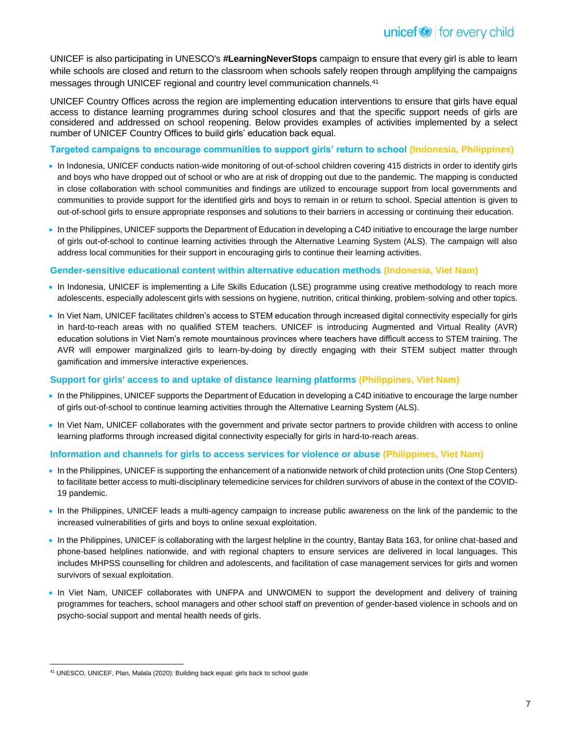UNICEF is also participating in UNESCO's **#LearningNeverStops** campaign to ensure that every girl is able to learn while schools are closed and return to the classroom when schools safely reopen through amplifying the campaigns messages through UNICEF regional and country level communication channels.[41]

UNICEF Country Offices across the region are implementing education interventions to ensure that girls have equal access to distance learning programmes during school closures and that the specific support needs of girls are considered and addressed on school reopening. Below provides examples of activities implemented by a select number of UNICEF Country Offices to build girls' education back equal.

### Targeted campaigns to encourage communities to support girls' return to school (Indonesia, Philippines)

- In Indonesia, UNICEF conducts nation-wide monitoring of out-of-school children covering 415 districts in order to identify girls and boys who have dropped out of school or who are at risk of dropping out due to the pandemic. The mapping is conducted in close collaboration with school communities and findings are utilized to encourage support from local governments and communities to provide support for the identified girls and boys to remain in or return to school. Special attention is given to out-of-school girls to ensure appropriate responses and solutions to their barriers in accessing or continuing their education.
- In the Philippines, UNICEF supports the Department of Education in developing a C4D initiative to encourage the large number of girls out-of-school to continue learning activities through the Alternative Learning System (ALS). The campaign will also address local communities for their support in encouraging girls to continue their learning activities.

### Gender-sensitive educational content within alternative education methods (Indonesia, Viet Nam)

- In Indonesia, UNICEF is implementing a Life Skills Education (LSE) programme using creative methodology to reach more adolescents, especially adolescent girls with sessions on hygiene, nutrition, critical thinking, problem-solving and other topics.
- In Viet Nam, UNICEF facilitates children's access to STEM education through increased digital connectivity especially for girls in hard-to-reach areas with no qualified STEM teachers. UNICEF is introducing Augmented and Virtual Reality (AVR) education solutions in Viet Nam's remote mountainous provinces where teachers have difficult access to STEM training. The AVR will empower marginalized girls to learn-by-doing by directly engaging with their STEM subject matter through gamification and immersive interactive experiences.

### Support for girls' access to and uptake of distance learning platforms (Philippines, Viet Nam)

- In the Philippines, UNICEF supports the Department of Education in developing a C4D initiative to encourage the large number of girls out-of-school to continue learning activities through the Alternative Learning System (ALS).
- In Viet Nam, UNICEF collaborates with the government and private sector partners to provide children with access to online learning platforms through increased digital connectivity especially for girls in hard-to-reach areas.

### Information and channels for girls to access services for violence or abuse (Philippines, Viet Nam)

- In the Philippines, UNICEF is supporting the enhancement of a nationwide network of child protection units (One Stop Centers) to facilitate better access to multi-disciplinary telemedicine services for children survivors of abuse in the context of the COVID-19 pandemic.
- In the Philippines, UNICEF leads a multi-agency campaign to increase public awareness on the link of the pandemic to the increased vulnerabilities of girls and boys to online sexual exploitation.
- In the Philippines, UNICEF is collaborating with the largest helpline in the country, Bantay Bata 163, for online chat-based and phone-based helplines nationwide, and with regional chapters to ensure services are delivered in local languages. This includes MHPSS counselling for children and adolescents, and facilitation of case management services for girls and women survivors of sexual exploitation.
- In Viet Nam, UNICEF collaborates with UNFPA and UNWOMEN to support the development and delivery of training programmes for teachers, school managers and other school staff on prevention of gender-based violence in schools and on psycho-social support and mental health needs of girls.

---

[41] UNESCO, UNICEF, Plan, Malala (2020): Building back equal: girls back to school guide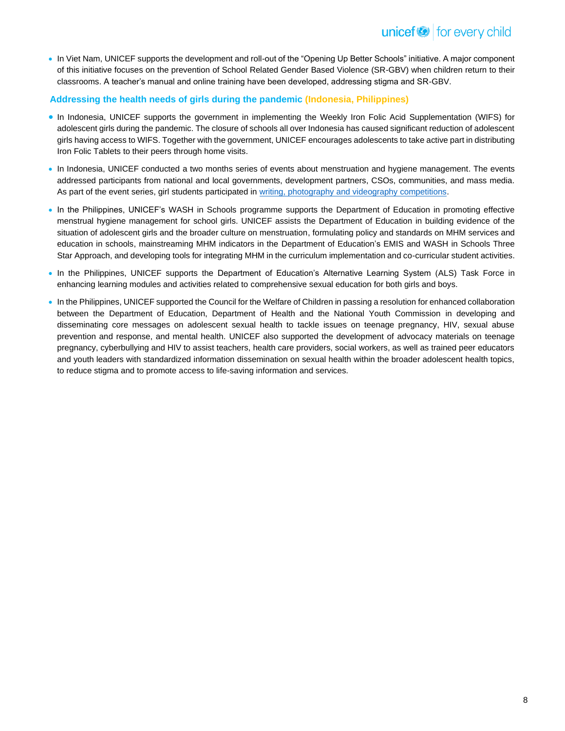- In Viet Nam, UNICEF supports the development and roll-out of the "Opening Up Better Schools" initiative. A major component of this initiative focuses on the prevention of School Related Gender Based Violence (SR-GBV) when children return to their classrooms. A teacher's manual and online training have been developed, addressing stigma and SR-GBV.

### Addressing the health needs of girls during the pandemic (Indonesia, Philippines)

- In Indonesia, UNICEF supports the government in implementing the Weekly Iron Folic Acid Supplementation (WIFS) for adolescent girls during the pandemic. The closure of schools all over Indonesia has caused significant reduction of adolescent girls having access to WIFS. Together with the government, UNICEF encourages adolescents to take active part in distributing Iron Folic Tablets to their peers through home visits.
- In Indonesia, UNICEF conducted a two months series of events about menstruation and hygiene management. The events addressed participants from national and local governments, development partners, CSOs, communities, and mass media. As part of the event series, girl students participated in writing, photography and videography competitions.
- In the Philippines, UNICEF's WASH in Schools programme supports the Department of Education in promoting effective menstrual hygiene management for school girls. UNICEF assists the Department of Education in building evidence of the situation of adolescent girls and the broader culture on menstruation, formulating policy and standards on MHM services and education in schools, mainstreaming MHM indicators in the Department of Education's EMIS and WASH in Schools Three Star Approach, and developing tools for integrating MHM in the curriculum implementation and co-curricular student activities.
- In the Philippines, UNICEF supports the Department of Education's Alternative Learning System (ALS) Task Force in enhancing learning modules and activities related to comprehensive sexual education for both girls and boys.
- In the Philippines, UNICEF supported the Council for the Welfare of Children in passing a resolution for enhanced collaboration between the Department of Education, Department of Health and the National Youth Commission in developing and disseminating core messages on adolescent sexual health to tackle issues on teenage pregnancy, HIV, sexual abuse prevention and response, and mental health. UNICEF also supported the development of advocacy materials on teenage pregnancy, cyberbullying and HIV to assist teachers, health care providers, social workers, as well as trained peer educators and youth leaders with standardized information dissemination on sexual health within the broader adolescent health topics, to reduce stigma and to promote access to life-saving information and services.